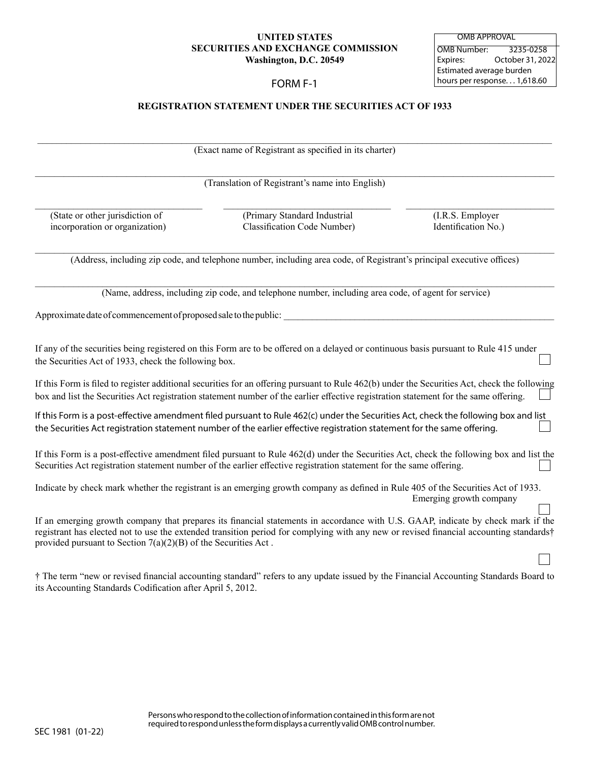**UNITED STATES**
**SECURITIES AND EXCHANGE COMMISSION**
**Washington, D.C. 20549**

| OMB APPROVAL | |
|---|---|
| OMB Number: | 3235-0258 |
| Expires: | October 31, 2022 |
| Estimated average burden hours per response. . . | 1,618.60 |

# FORM F-1

## REGISTRATION STATEMENT UNDER THE SECURITIES ACT OF 1933

\_\_\_\_\_\_\_\_\_\_\_\_\_\_\_\_\_\_\_\_\_\_\_\_\_\_\_\_\_\_\_\_\_\_\_\_\_\_\_\_\_\_\_\_\_\_\_\_\_\_\_\_\_\_\_\_

(Exact name of Registrant as specified in its charter)

\_\_\_\_\_\_\_\_\_\_\_\_\_\_\_\_\_\_\_\_\_\_\_\_\_\_\_\_\_\_\_\_\_\_\_\_\_\_\_\_\_\_\_\_\_\_\_\_\_\_\_\_\_\_\_\_

(Translation of Registrant's name into English)

| \_\_\_\_\_\_\_\_\_\_\_\_\_\_\_\_\_\_\_\_ | \_\_\_\_\_\_\_\_\_\_\_\_\_\_\_\_\_\_\_\_ | \_\_\_\_\_\_\_\_\_\_\_\_\_\_\_\_\_\_\_\_ |
|---|---|---|
| (State or other jurisdiction of incorporation or organization) | (Primary Standard Industrial Classification Code Number) | (I.R.S. Employer Identification No.) |

\_\_\_\_\_\_\_\_\_\_\_\_\_\_\_\_\_\_\_\_\_\_\_\_\_\_\_\_\_\_\_\_\_\_\_\_\_\_\_\_\_\_\_\_\_\_\_\_\_\_\_\_\_\_\_\_

(Address, including zip code, and telephone number, including area code, of Registrant's principal executive offices)

\_\_\_\_\_\_\_\_\_\_\_\_\_\_\_\_\_\_\_\_\_\_\_\_\_\_\_\_\_\_\_\_\_\_\_\_\_\_\_\_\_\_\_\_\_\_\_\_\_\_\_\_\_\_\_\_

(Name, address, including zip code, and telephone number, including area code, of agent for service)

Approximate date of commencement of proposed sale to the public: \_\_\_\_\_\_\_\_\_\_\_\_\_\_\_\_\_\_\_\_\_\_\_\_\_\_\_\_\_\_\_\_\_\_\_\_\_\_\_\_

If any of the securities being registered on this Form are to be offered on a delayed or continuous basis pursuant to Rule 415 under the Securities Act of 1933, check the following box. ☐

If this Form is filed to register additional securities for an offering pursuant to Rule 462(b) under the Securities Act, check the following box and list the Securities Act registration statement number of the earlier effective registration statement for the same offering. ☐

If this Form is a post-effective amendment filed pursuant to Rule 462(c) under the Securities Act, check the following box and list the Securities Act registration statement number of the earlier effective registration statement for the same offering. ☐

If this Form is a post-effective amendment filed pursuant to Rule 462(d) under the Securities Act, check the following box and list the Securities Act registration statement number of the earlier effective registration statement for the same offering. ☐

Indicate by check mark whether the registrant is an emerging growth company as defined in Rule 405 of the Securities Act of 1933.

Emerging growth company ☐

If an emerging growth company that prepares its financial statements in accordance with U.S. GAAP, indicate by check mark if the registrant has elected not to use the extended transition period for complying with any new or revised financial accounting standards† provided pursuant to Section 7(a)(2)(B) of the Securities Act . ☐

† The term "new or revised financial accounting standard" refers to any update issued by the Financial Accounting Standards Board to its Accounting Standards Codification after April 5, 2012.

Persons who respond to the collection of information contained in this form are not required to respond unless the form displays a currently valid OMB control number.

SEC 1981 (01-22)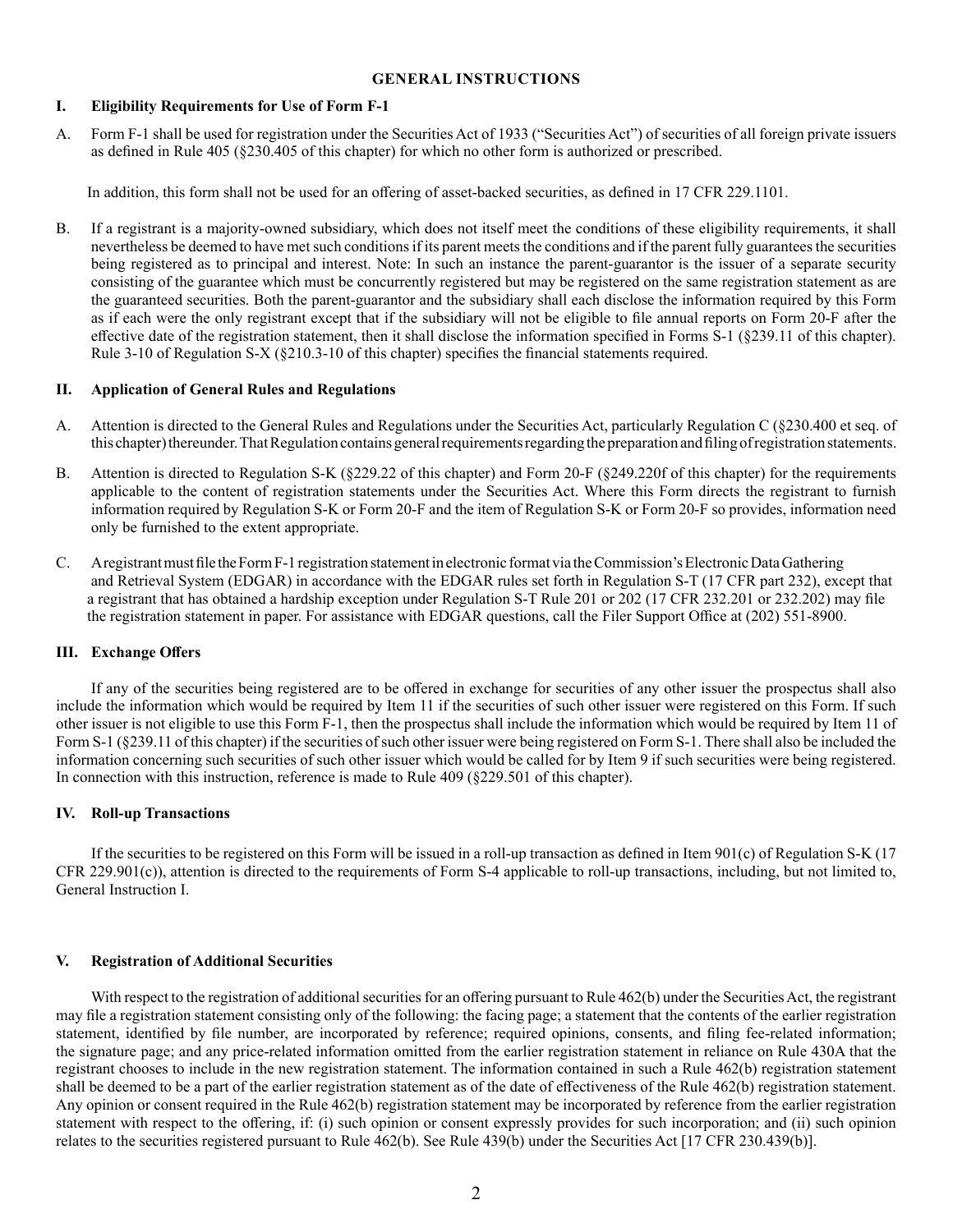## GENERAL INSTRUCTIONS

### I. Eligibility Requirements for Use of Form F-1

A. Form F-1 shall be used for registration under the Securities Act of 1933 ("Securities Act") of securities of all foreign private issuers as defined in Rule 405 (§230.405 of this chapter) for which no other form is authorized or prescribed.

In addition, this form shall not be used for an offering of asset-backed securities, as defined in 17 CFR 229.1101.

B. If a registrant is a majority-owned subsidiary, which does not itself meet the conditions of these eligibility requirements, it shall nevertheless be deemed to have met such conditions if its parent meets the conditions and if the parent fully guarantees the securities being registered as to principal and interest. Note: In such an instance the parent-guarantor is the issuer of a separate security consisting of the guarantee which must be concurrently registered but may be registered on the same registration statement as are the guaranteed securities. Both the parent-guarantor and the subsidiary shall each disclose the information required by this Form as if each were the only registrant except that if the subsidiary will not be eligible to file annual reports on Form 20-F after the effective date of the registration statement, then it shall disclose the information specified in Forms S-1 (§239.11 of this chapter). Rule 3-10 of Regulation S-X (§210.3-10 of this chapter) specifies the financial statements required.

### II. Application of General Rules and Regulations

A. Attention is directed to the General Rules and Regulations under the Securities Act, particularly Regulation C (§230.400 et seq. of this chapter) thereunder. That Regulation contains general requirements regarding the preparation and filing of registration statements.

B. Attention is directed to Regulation S-K (§229.22 of this chapter) and Form 20-F (§249.220f of this chapter) for the requirements applicable to the content of registration statements under the Securities Act. Where this Form directs the registrant to furnish information required by Regulation S-K or Form 20-F and the item of Regulation S-K or Form 20-F so provides, information need only be furnished to the extent appropriate.

C. A registrant must file the Form F-1 registration statement in electronic format via the Commission's Electronic Data Gathering and Retrieval System (EDGAR) in accordance with the EDGAR rules set forth in Regulation S-T (17 CFR part 232), except that a registrant that has obtained a hardship exception under Regulation S-T Rule 201 or 202 (17 CFR 232.201 or 232.202) may file the registration statement in paper. For assistance with EDGAR questions, call the Filer Support Office at (202) 551-8900.

### III. Exchange Offers

If any of the securities being registered are to be offered in exchange for securities of any other issuer the prospectus shall also include the information which would be required by Item 11 if the securities of such other issuer were registered on this Form. If such other issuer is not eligible to use this Form F-1, then the prospectus shall include the information which would be required by Item 11 of Form S-1 (§239.11 of this chapter) if the securities of such other issuer were being registered on Form S-1. There shall also be included the information concerning such securities of such other issuer which would be called for by Item 9 if such securities were being registered. In connection with this instruction, reference is made to Rule 409 (§229.501 of this chapter).

### IV. Roll-up Transactions

If the securities to be registered on this Form will be issued in a roll-up transaction as defined in Item 901(c) of Regulation S-K (17 CFR 229.901(c)), attention is directed to the requirements of Form S-4 applicable to roll-up transactions, including, but not limited to, General Instruction I.

### V. Registration of Additional Securities

With respect to the registration of additional securities for an offering pursuant to Rule 462(b) under the Securities Act, the registrant may file a registration statement consisting only of the following: the facing page; a statement that the contents of the earlier registration statement, identified by file number, are incorporated by reference; required opinions, consents, and filing fee-related information; the signature page; and any price-related information omitted from the earlier registration statement in reliance on Rule 430A that the registrant chooses to include in the new registration statement. The information contained in such a Rule 462(b) registration statement shall be deemed to be a part of the earlier registration statement as of the date of effectiveness of the Rule 462(b) registration statement. Any opinion or consent required in the Rule 462(b) registration statement may be incorporated by reference from the earlier registration statement with respect to the offering, if: (i) such opinion or consent expressly provides for such incorporation; and (ii) such opinion relates to the securities registered pursuant to Rule 462(b). See Rule 439(b) under the Securities Act [17 CFR 230.439(b)].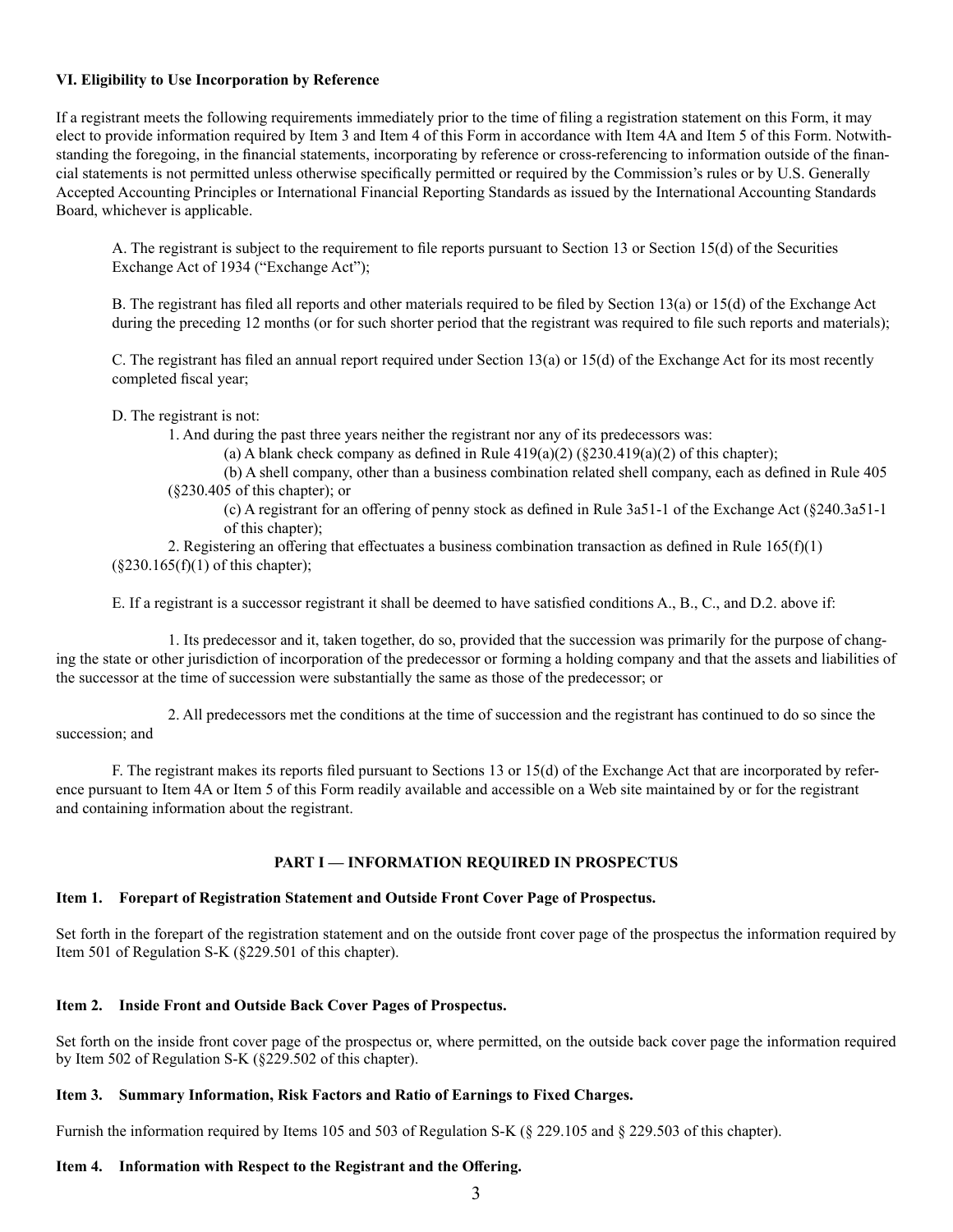**VI. Eligibility to Use Incorporation by Reference**

If a registrant meets the following requirements immediately prior to the time of filing a registration statement on this Form, it may elect to provide information required by Item 3 and Item 4 of this Form in accordance with Item 4A and Item 5 of this Form. Notwithstanding the foregoing, in the financial statements, incorporating by reference or cross-referencing to information outside of the financial statements is not permitted unless otherwise specifically permitted or required by the Commission's rules or by U.S. Generally Accepted Accounting Principles or International Financial Reporting Standards as issued by the International Accounting Standards Board, whichever is applicable.

A. The registrant is subject to the requirement to file reports pursuant to Section 13 or Section 15(d) of the Securities Exchange Act of 1934 ("Exchange Act");

B. The registrant has filed all reports and other materials required to be filed by Section 13(a) or 15(d) of the Exchange Act during the preceding 12 months (or for such shorter period that the registrant was required to file such reports and materials);

C. The registrant has filed an annual report required under Section 13(a) or 15(d) of the Exchange Act for its most recently completed fiscal year;

D. The registrant is not:

1. And during the past three years neither the registrant nor any of its predecessors was:

(a) A blank check company as defined in Rule 419(a)(2) (§230.419(a)(2) of this chapter);

(b) A shell company, other than a business combination related shell company, each as defined in Rule 405 (§230.405 of this chapter); or

(c) A registrant for an offering of penny stock as defined in Rule 3a51-1 of the Exchange Act (§240.3a51-1 of this chapter);

2. Registering an offering that effectuates a business combination transaction as defined in Rule 165(f)(1) (§230.165(f)(1) of this chapter);

E. If a registrant is a successor registrant it shall be deemed to have satisfied conditions A., B., C., and D.2. above if:

1. Its predecessor and it, taken together, do so, provided that the succession was primarily for the purpose of changing the state or other jurisdiction of incorporation of the predecessor or forming a holding company and that the assets and liabilities of the successor at the time of succession were substantially the same as those of the predecessor; or

2. All predecessors met the conditions at the time of succession and the registrant has continued to do so since the succession; and

F. The registrant makes its reports filed pursuant to Sections 13 or 15(d) of the Exchange Act that are incorporated by reference pursuant to Item 4A or Item 5 of this Form readily available and accessible on a Web site maintained by or for the registrant and containing information about the registrant.

## PART I — INFORMATION REQUIRED IN PROSPECTUS

**Item 1. Forepart of Registration Statement and Outside Front Cover Page of Prospectus.**

Set forth in the forepart of the registration statement and on the outside front cover page of the prospectus the information required by Item 501 of Regulation S-K (§229.501 of this chapter).

**Item 2. Inside Front and Outside Back Cover Pages of Prospectus.**

Set forth on the inside front cover page of the prospectus or, where permitted, on the outside back cover page the information required by Item 502 of Regulation S-K (§229.502 of this chapter).

**Item 3. Summary Information, Risk Factors and Ratio of Earnings to Fixed Charges.**

Furnish the information required by Items 105 and 503 of Regulation S-K (§ 229.105 and § 229.503 of this chapter).

**Item 4. Information with Respect to the Registrant and the Offering.**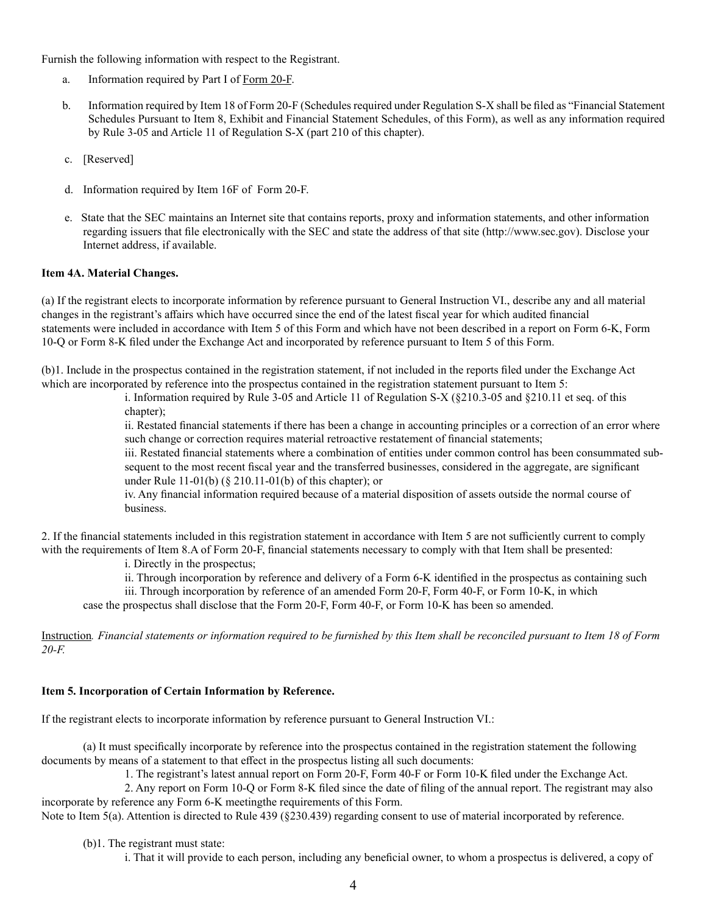Furnish the following information with respect to the Registrant.

a. Information required by Part I of Form 20-F.

b. Information required by Item 18 of Form 20-F (Schedules required under Regulation S-X shall be filed as "Financial Statement Schedules Pursuant to Item 8, Exhibit and Financial Statement Schedules, of this Form), as well as any information required by Rule 3-05 and Article 11 of Regulation S-X (part 210 of this chapter).

c. [Reserved]

d. Information required by Item 16F of Form 20-F.

e. State that the SEC maintains an Internet site that contains reports, proxy and information statements, and other information regarding issuers that file electronically with the SEC and state the address of that site (http://www.sec.gov). Disclose your Internet address, if available.

**Item 4A. Material Changes.**

(a) If the registrant elects to incorporate information by reference pursuant to General Instruction VI., describe any and all material changes in the registrant's affairs which have occurred since the end of the latest fiscal year for which audited financial statements were included in accordance with Item 5 of this Form and which have not been described in a report on Form 6-K, Form 10-Q or Form 8-K filed under the Exchange Act and incorporated by reference pursuant to Item 5 of this Form.

(b)1. Include in the prospectus contained in the registration statement, if not included in the reports filed under the Exchange Act which are incorporated by reference into the prospectus contained in the registration statement pursuant to Item 5:

i. Information required by Rule 3-05 and Article 11 of Regulation S-X (§210.3-05 and §210.11 et seq. of this chapter);

ii. Restated financial statements if there has been a change in accounting principles or a correction of an error where such change or correction requires material retroactive restatement of financial statements;

iii. Restated financial statements where a combination of entities under common control has been consummated subsequent to the most recent fiscal year and the transferred businesses, considered in the aggregate, are significant under Rule 11-01(b) (§ 210.11-01(b) of this chapter); or

iv. Any financial information required because of a material disposition of assets outside the normal course of business.

2. If the financial statements included in this registration statement in accordance with Item 5 are not sufficiently current to comply with the requirements of Item 8.A of Form 20-F, financial statements necessary to comply with that Item shall be presented:

i. Directly in the prospectus;

ii. Through incorporation by reference and delivery of a Form 6-K identified in the prospectus as containing such

iii. Through incorporation by reference of an amended Form 20-F, Form 40-F, or Form 10-K, in which case the prospectus shall disclose that the Form 20-F, Form 40-F, or Form 10-K has been so amended.

Instruction. *Financial statements or information required to be furnished by this Item shall be reconciled pursuant to Item 18 of Form 20-F.*

**Item 5. Incorporation of Certain Information by Reference.**

If the registrant elects to incorporate information by reference pursuant to General Instruction VI.:

(a) It must specifically incorporate by reference into the prospectus contained in the registration statement the following documents by means of a statement to that effect in the prospectus listing all such documents:

1. The registrant's latest annual report on Form 20-F, Form 40-F or Form 10-K filed under the Exchange Act.

2. Any report on Form 10-Q or Form 8-K filed since the date of filing of the annual report. The registrant may also incorporate by reference any Form 6-K meetingthe requirements of this Form.

Note to Item 5(a). Attention is directed to Rule 439 (§230.439) regarding consent to use of material incorporated by reference.

(b)1. The registrant must state:

i. That it will provide to each person, including any beneficial owner, to whom a prospectus is delivered, a copy of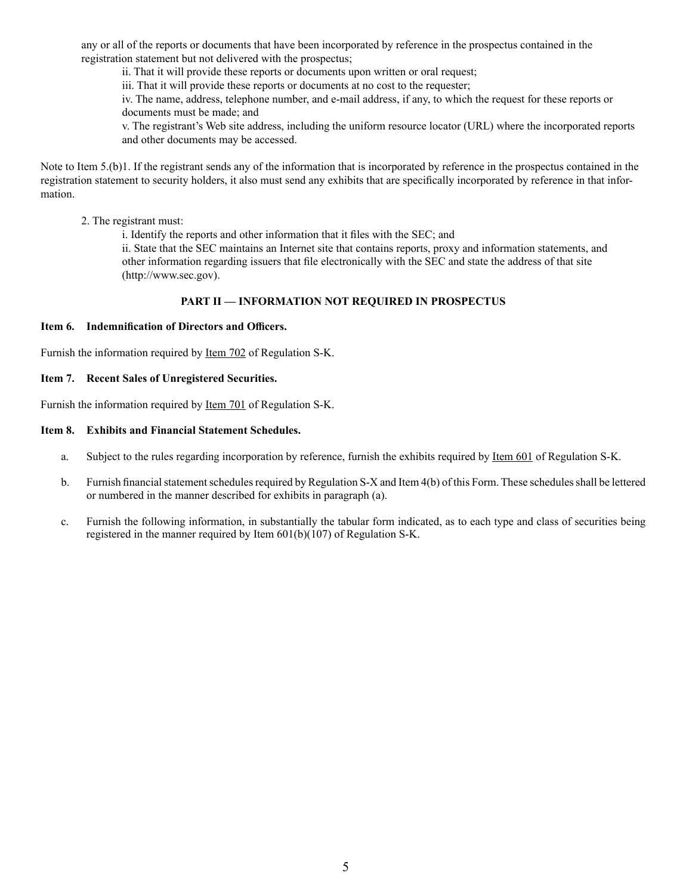any or all of the reports or documents that have been incorporated by reference in the prospectus contained in the registration statement but not delivered with the prospectus;

ii. That it will provide these reports or documents upon written or oral request;

iii. That it will provide these reports or documents at no cost to the requester;

iv. The name, address, telephone number, and e-mail address, if any, to which the request for these reports or documents must be made; and

v. The registrant's Web site address, including the uniform resource locator (URL) where the incorporated reports and other documents may be accessed.

Note to Item 5.(b)1. If the registrant sends any of the information that is incorporated by reference in the prospectus contained in the registration statement to security holders, it also must send any exhibits that are specifically incorporated by reference in that information.

2. The registrant must:

i. Identify the reports and other information that it files with the SEC; and

ii. State that the SEC maintains an Internet site that contains reports, proxy and information statements, and other information regarding issuers that file electronically with the SEC and state the address of that site (http://www.sec.gov).

## PART II — INFORMATION NOT REQUIRED IN PROSPECTUS

### Item 6. Indemnification of Directors and Officers.

Furnish the information required by Item 702 of Regulation S-K.

### Item 7. Recent Sales of Unregistered Securities.

Furnish the information required by Item 701 of Regulation S-K.

### Item 8. Exhibits and Financial Statement Schedules.

a. Subject to the rules regarding incorporation by reference, furnish the exhibits required by Item 601 of Regulation S-K.

b. Furnish financial statement schedules required by Regulation S-X and Item 4(b) of this Form. These schedules shall be lettered or numbered in the manner described for exhibits in paragraph (a).

c. Furnish the following information, in substantially the tabular form indicated, as to each type and class of securities being registered in the manner required by Item 601(b)(107) of Regulation S-K.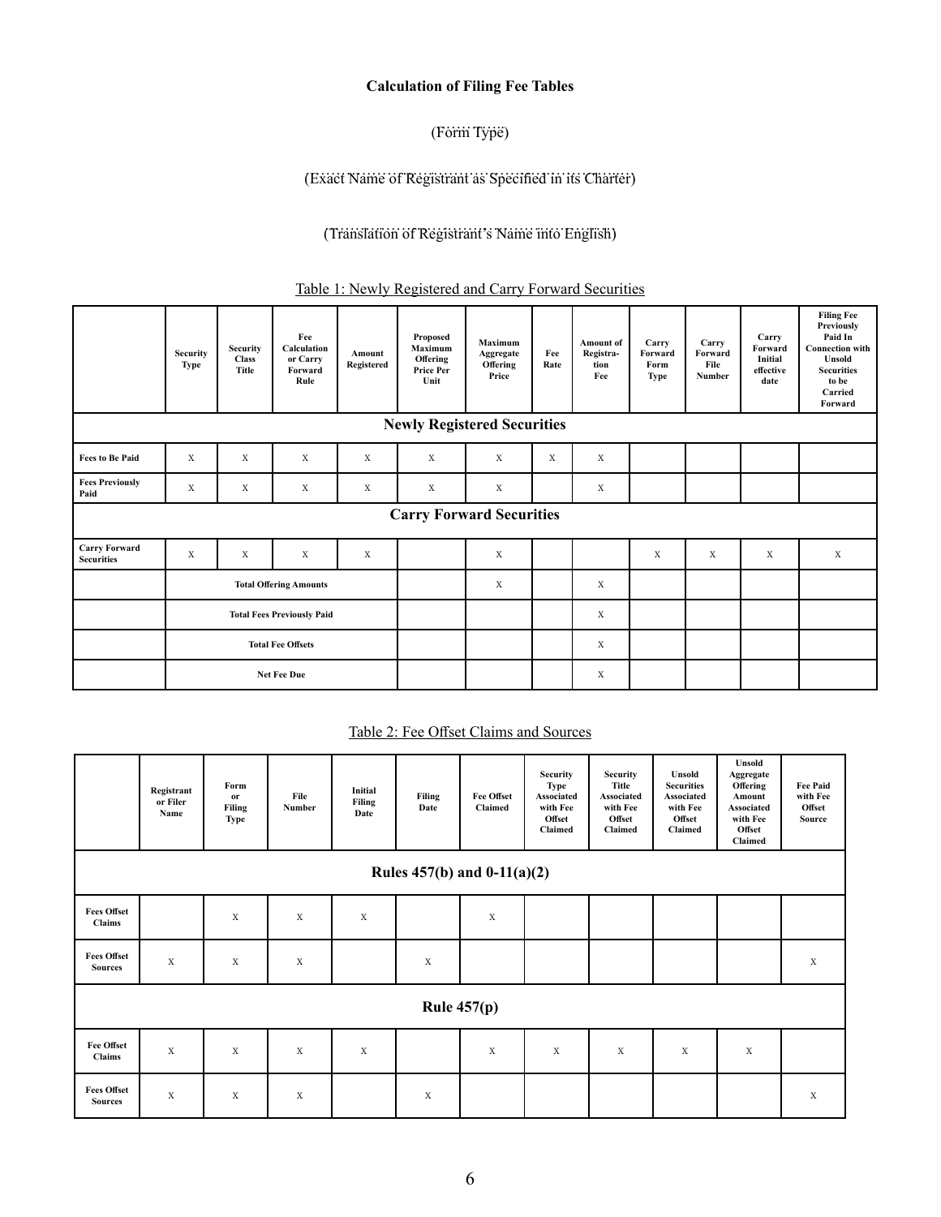**Calculation of Filing Fee Tables**

(Form Type)

(Exact Name of Registrant as Specified in its Charter)

(Translation of Registrant's Name into English)

Table 1: Newly Registered and Carry Forward Securities

| | Security Type | Security Class Title | Fee Calculation or Carry Forward Rule | Amount Registered | Proposed Maximum Offering Price Per Unit | Maximum Aggregate Offering Price | Fee Rate | Amount of Registra-tion Fee | Carry Forward Form Type | Carry Forward File Number | Carry Forward Initial effective date | Filing Fee Previously Paid In Connection with Unsold Securities to be Carried Forward |
|---|---|---|---|---|---|---|---|---|---|---|---|---|
| **Newly Registered Securities** | | | | | | | | | | | | |
| **Fees to Be Paid** | X | X | X | X | X | X | X | X | | | | |
| **Fees Previously Paid** | X | X | X | X | X | X | | X | | | | |
| **Carry Forward Securities** | | | | | | | | | | | | |
| **Carry Forward Securities** | X | X | X | X | | X | | | X | X | X | X |
| | **Total Offering Amounts** | | | | | X | | X | | | | |
| | **Total Fees Previously Paid** | | | | | | | X | | | | |
| | **Total Fee Offsets** | | | | | | | X | | | | |
| | **Net Fee Due** | | | | | | | X | | | | |

Table 2: Fee Offset Claims and Sources

| | Registrant or Filer Name | Form or Filing Type | File Number | Initial Filing Date | Filing Date | Fee Offset Claimed | Security Type Associated with Fee Offset Claimed | Security Title Associated with Fee Offset Claimed | Unsold Securities Associated with Fee Offset Claimed | Unsold Aggregate Offering Amount Associated with Fee Offset Claimed | Fee Paid with Fee Offset Source |
|---|---|---|---|---|---|---|---|---|---|---|---|
| **Rules 457(b) and 0-11(a)(2)** | | | | | | | | | | | |
| **Fees Offset Claims** | | X | X | X | | X | | | | | |
| **Fees Offset Sources** | X | X | X | | X | | | | | | X |
| **Rule 457(p)** | | | | | | | | | | | |
| **Fee Offset Claims** | X | X | X | X | | X | X | X | X | X | |
| **Fees Offset Sources** | X | X | X | | X | | | | | | X |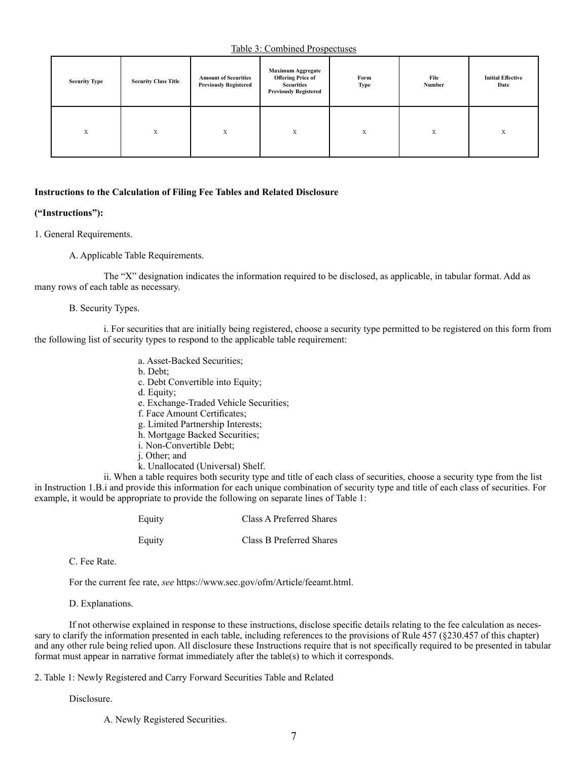Table 3: Combined Prospectuses

| Security Type | Security Class Title | Amount of Securities Previously Registered | Maximum Aggregate Offering Price of Securities Previously Registered | Form Type | File Number | Initial Effective Date |
|---|---|---|---|---|---|---|
| X | X | X | X | X | X | X |

**Instructions to the Calculation of Filing Fee Tables and Related Disclosure**

**("Instructions"):**

1. General Requirements.

A. Applicable Table Requirements.

The "X" designation indicates the information required to be disclosed, as applicable, in tabular format. Add as many rows of each table as necessary.

B. Security Types.

i. For securities that are initially being registered, choose a security type permitted to be registered on this form from the following list of security types to respond to the applicable table requirement:

a. Asset-Backed Securities;
b. Debt;
c. Debt Convertible into Equity;
d. Equity;
e. Exchange-Traded Vehicle Securities;
f. Face Amount Certificates;
g. Limited Partnership Interests;
h. Mortgage Backed Securities;
i. Non-Convertible Debt;
j. Other; and
k. Unallocated (Universal) Shelf.

ii. When a table requires both security type and title of each class of securities, choose a security type from the list in Instruction 1.B.i and provide this information for each unique combination of security type and title of each class of securities. For example, it would be appropriate to provide the following on separate lines of Table 1:

| | |
|---|---|
| Equity | Class A Preferred Shares |
| Equity | Class B Preferred Shares |

C. Fee Rate.

For the current fee rate, *see* https://www.sec.gov/ofm/Article/feeamt.html.

D. Explanations.

If not otherwise explained in response to these instructions, disclose specific details relating to the fee calculation as necessary to clarify the information presented in each table, including references to the provisions of Rule 457 (§230.457 of this chapter) and any other rule being relied upon. All disclosure these Instructions require that is not specifically required to be presented in tabular format must appear in narrative format immediately after the table(s) to which it corresponds.

2. Table 1: Newly Registered and Carry Forward Securities Table and Related Disclosure.

A. Newly Registered Securities.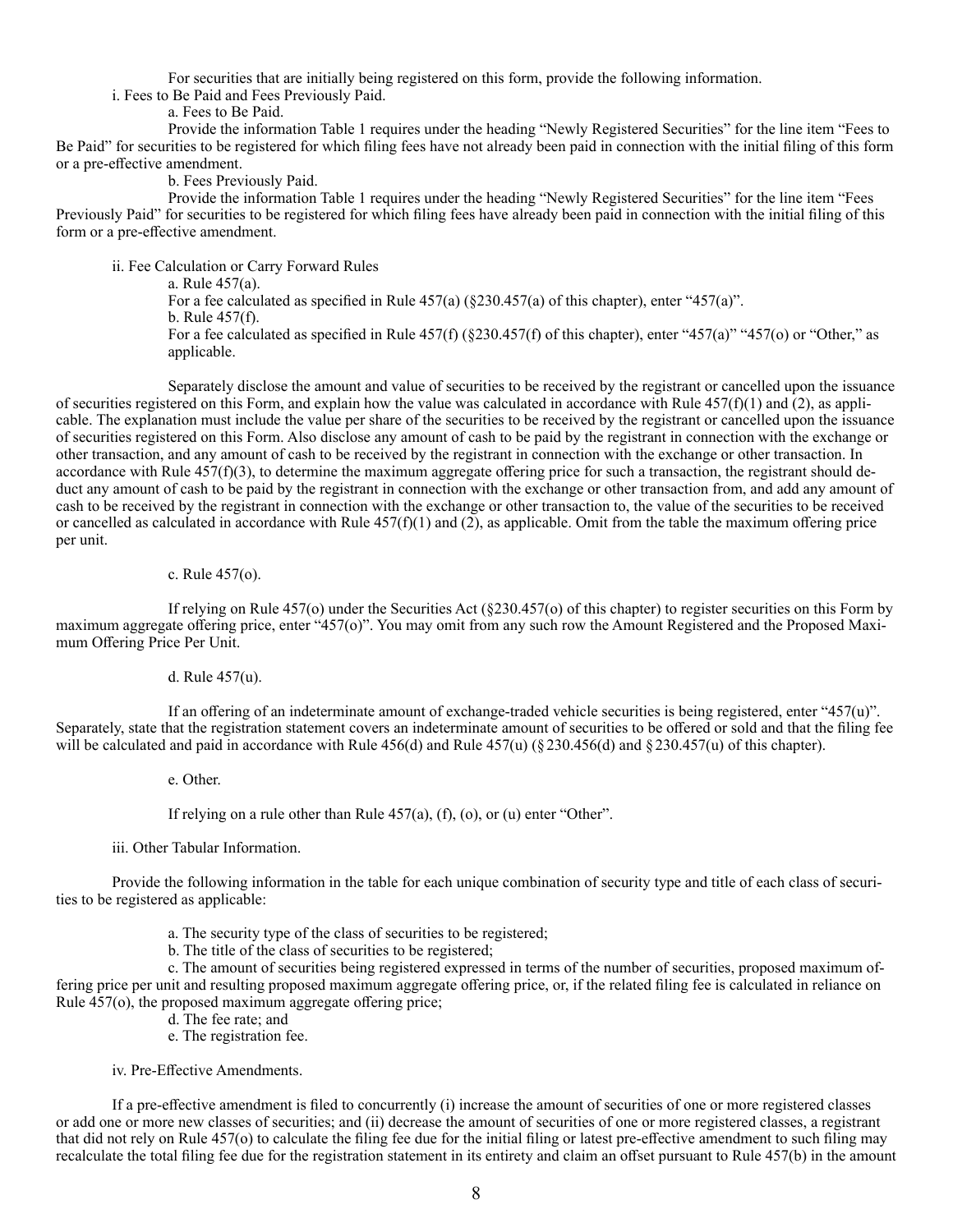For securities that are initially being registered on this form, provide the following information.

i. Fees to Be Paid and Fees Previously Paid.

a. Fees to Be Paid.

Provide the information Table 1 requires under the heading "Newly Registered Securities" for the line item "Fees to Be Paid" for securities to be registered for which filing fees have not already been paid in connection with the initial filing of this form or a pre-effective amendment.

b. Fees Previously Paid.

Provide the information Table 1 requires under the heading "Newly Registered Securities" for the line item "Fees Previously Paid" for securities to be registered for which filing fees have already been paid in connection with the initial filing of this form or a pre-effective amendment.

ii. Fee Calculation or Carry Forward Rules

a. Rule 457(a).

For a fee calculated as specified in Rule 457(a) (§230.457(a) of this chapter), enter "457(a)".

b. Rule 457(f).

For a fee calculated as specified in Rule 457(f) (§230.457(f) of this chapter), enter "457(a)" "457(o) or "Other," as applicable.

Separately disclose the amount and value of securities to be received by the registrant or cancelled upon the issuance of securities registered on this Form, and explain how the value was calculated in accordance with Rule 457(f)(1) and (2), as applicable. The explanation must include the value per share of the securities to be received by the registrant or cancelled upon the issuance of securities registered on this Form. Also disclose any amount of cash to be paid by the registrant in connection with the exchange or other transaction, and any amount of cash to be received by the registrant in connection with the exchange or other transaction. In accordance with Rule 457(f)(3), to determine the maximum aggregate offering price for such a transaction, the registrant should deduct any amount of cash to be paid by the registrant in connection with the exchange or other transaction from, and add any amount of cash to be received by the registrant in connection with the exchange or other transaction to, the value of the securities to be received or cancelled as calculated in accordance with Rule 457(f)(1) and (2), as applicable. Omit from the table the maximum offering price per unit.

c. Rule 457(o).

If relying on Rule 457(o) under the Securities Act (§230.457(o) of this chapter) to register securities on this Form by maximum aggregate offering price, enter "457(o)". You may omit from any such row the Amount Registered and the Proposed Maximum Offering Price Per Unit.

d. Rule 457(u).

If an offering of an indeterminate amount of exchange-traded vehicle securities is being registered, enter "457(u)". Separately, state that the registration statement covers an indeterminate amount of securities to be offered or sold and that the filing fee will be calculated and paid in accordance with Rule 456(d) and Rule 457(u) (§ 230.456(d) and § 230.457(u) of this chapter).

e. Other.

If relying on a rule other than Rule 457(a), (f), (o), or (u) enter "Other".

iii. Other Tabular Information.

Provide the following information in the table for each unique combination of security type and title of each class of securities to be registered as applicable:

a. The security type of the class of securities to be registered;

b. The title of the class of securities to be registered;

c. The amount of securities being registered expressed in terms of the number of securities, proposed maximum offering price per unit and resulting proposed maximum aggregate offering price, or, if the related filing fee is calculated in reliance on Rule 457(o), the proposed maximum aggregate offering price;

d. The fee rate; and

e. The registration fee.

iv. Pre-Effective Amendments.

If a pre-effective amendment is filed to concurrently (i) increase the amount of securities of one or more registered classes or add one or more new classes of securities; and (ii) decrease the amount of securities of one or more registered classes, a registrant that did not rely on Rule 457(o) to calculate the filing fee due for the initial filing or latest pre-effective amendment to such filing may recalculate the total filing fee due for the registration statement in its entirety and claim an offset pursuant to Rule 457(b) in the amount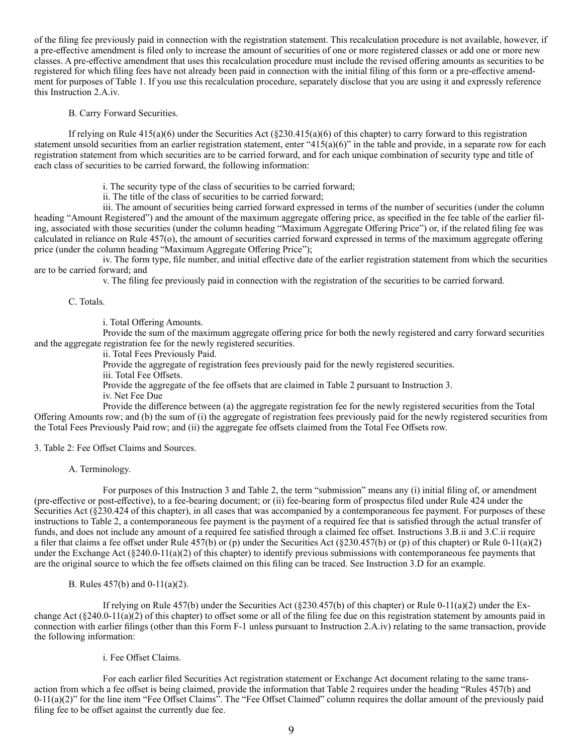of the filing fee previously paid in connection with the registration statement. This recalculation procedure is not available, however, if a pre-effective amendment is filed only to increase the amount of securities of one or more registered classes or add one or more new classes. A pre-effective amendment that uses this recalculation procedure must include the revised offering amounts as securities to be registered for which filing fees have not already been paid in connection with the initial filing of this form or a pre-effective amendment for purposes of Table 1. If you use this recalculation procedure, separately disclose that you are using it and expressly reference this Instruction 2.A.iv.

B. Carry Forward Securities.

If relying on Rule 415(a)(6) under the Securities Act (§230.415(a)(6) of this chapter) to carry forward to this registration statement unsold securities from an earlier registration statement, enter "415(a)(6)" in the table and provide, in a separate row for each registration statement from which securities are to be carried forward, and for each unique combination of security type and title of each class of securities to be carried forward, the following information:

i. The security type of the class of securities to be carried forward;

ii. The title of the class of securities to be carried forward;

iii. The amount of securities being carried forward expressed in terms of the number of securities (under the column heading "Amount Registered") and the amount of the maximum aggregate offering price, as specified in the fee table of the earlier filing, associated with those securities (under the column heading "Maximum Aggregate Offering Price") or, if the related filing fee was calculated in reliance on Rule 457(o), the amount of securities carried forward expressed in terms of the maximum aggregate offering price (under the column heading "Maximum Aggregate Offering Price");

iv. The form type, file number, and initial effective date of the earlier registration statement from which the securities are to be carried forward; and

v. The filing fee previously paid in connection with the registration of the securities to be carried forward.

C. Totals.

i. Total Offering Amounts.

Provide the sum of the maximum aggregate offering price for both the newly registered and carry forward securities and the aggregate registration fee for the newly registered securities.

ii. Total Fees Previously Paid.

Provide the aggregate of registration fees previously paid for the newly registered securities.

iii. Total Fee Offsets.

Provide the aggregate of the fee offsets that are claimed in Table 2 pursuant to Instruction 3.

iv. Net Fee Due

Provide the difference between (a) the aggregate registration fee for the newly registered securities from the Total Offering Amounts row; and (b) the sum of (i) the aggregate of registration fees previously paid for the newly registered securities from the Total Fees Previously Paid row; and (ii) the aggregate fee offsets claimed from the Total Fee Offsets row.

3. Table 2: Fee Offset Claims and Sources.

A. Terminology.

For purposes of this Instruction 3 and Table 2, the term "submission" means any (i) initial filing of, or amendment (pre-effective or post-effective), to a fee-bearing document; or (ii) fee-bearing form of prospectus filed under Rule 424 under the Securities Act (§230.424 of this chapter), in all cases that was accompanied by a contemporaneous fee payment. For purposes of these instructions to Table 2, a contemporaneous fee payment is the payment of a required fee that is satisfied through the actual transfer of funds, and does not include any amount of a required fee satisfied through a claimed fee offset. Instructions 3.B.ii and 3.C.ii require a filer that claims a fee offset under Rule 457(b) or (p) under the Securities Act (§230.457(b) or (p) of this chapter) or Rule 0-11(a)(2) under the Exchange Act (§240.0-11(a)(2) of this chapter) to identify previous submissions with contemporaneous fee payments that are the original source to which the fee offsets claimed on this filing can be traced. See Instruction 3.D for an example.

B. Rules 457(b) and 0-11(a)(2).

If relying on Rule 457(b) under the Securities Act (§230.457(b) of this chapter) or Rule 0-11(a)(2) under the Exchange Act (§240.0-11(a)(2) of this chapter) to offset some or all of the filing fee due on this registration statement by amounts paid in connection with earlier filings (other than this Form F-1 unless pursuant to Instruction 2.A.iv) relating to the same transaction, provide the following information:

i. Fee Offset Claims.

For each earlier filed Securities Act registration statement or Exchange Act document relating to the same transaction from which a fee offset is being claimed, provide the information that Table 2 requires under the heading "Rules 457(b) and 0-11(a)(2)" for the line item "Fee Offset Claims". The "Fee Offset Claimed" column requires the dollar amount of the previously paid filing fee to be offset against the currently due fee.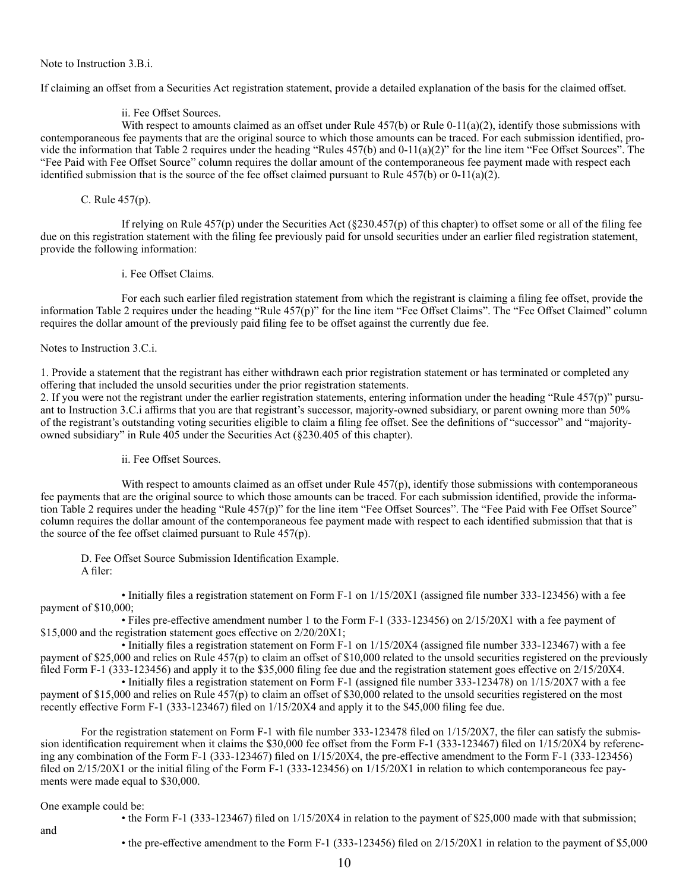Note to Instruction 3.B.i.

If claiming an offset from a Securities Act registration statement, provide a detailed explanation of the basis for the claimed offset.

ii. Fee Offset Sources.

With respect to amounts claimed as an offset under Rule 457(b) or Rule 0-11(a)(2), identify those submissions with contemporaneous fee payments that are the original source to which those amounts can be traced. For each submission identified, provide the information that Table 2 requires under the heading "Rules 457(b) and 0-11(a)(2)" for the line item "Fee Offset Sources". The "Fee Paid with Fee Offset Source" column requires the dollar amount of the contemporaneous fee payment made with respect each identified submission that is the source of the fee offset claimed pursuant to Rule 457(b) or 0-11(a)(2).

C. Rule 457(p).

If relying on Rule 457(p) under the Securities Act (§230.457(p) of this chapter) to offset some or all of the filing fee due on this registration statement with the filing fee previously paid for unsold securities under an earlier filed registration statement, provide the following information:

i. Fee Offset Claims.

For each such earlier filed registration statement from which the registrant is claiming a filing fee offset, provide the information Table 2 requires under the heading "Rule 457(p)" for the line item "Fee Offset Claims". The "Fee Offset Claimed" column requires the dollar amount of the previously paid filing fee to be offset against the currently due fee.

Notes to Instruction 3.C.i.

1. Provide a statement that the registrant has either withdrawn each prior registration statement or has terminated or completed any offering that included the unsold securities under the prior registration statements.
2. If you were not the registrant under the earlier registration statements, entering information under the heading "Rule 457(p)" pursuant to Instruction 3.C.i affirms that you are that registrant's successor, majority-owned subsidiary, or parent owning more than 50% of the registrant's outstanding voting securities eligible to claim a filing fee offset. See the definitions of "successor" and "majority-owned subsidiary" in Rule 405 under the Securities Act (§230.405 of this chapter).

ii. Fee Offset Sources.

With respect to amounts claimed as an offset under Rule 457(p), identify those submissions with contemporaneous fee payments that are the original source to which those amounts can be traced. For each submission identified, provide the information Table 2 requires under the heading "Rule 457(p)" for the line item "Fee Offset Sources". The "Fee Paid with Fee Offset Source" column requires the dollar amount of the contemporaneous fee payment made with respect to each identified submission that that is the source of the fee offset claimed pursuant to Rule 457(p).

D. Fee Offset Source Submission Identification Example.
A filer:

- Initially files a registration statement on Form F-1 on 1/15/20X1 (assigned file number 333-123456) with a fee payment of $10,000;
- Files pre-effective amendment number 1 to the Form F-1 (333-123456) on 2/15/20X1 with a fee payment of $15,000 and the registration statement goes effective on 2/20/20X1;
- Initially files a registration statement on Form F-1 on 1/15/20X4 (assigned file number 333-123467) with a fee payment of $25,000 and relies on Rule 457(p) to claim an offset of $10,000 related to the unsold securities registered on the previously filed Form F-1 (333-123456) and apply it to the $35,000 filing fee due and the registration statement goes effective on 2/15/20X4.
- Initially files a registration statement on Form F-1 (assigned file number 333-123478) on 1/15/20X7 with a fee payment of $15,000 and relies on Rule 457(p) to claim an offset of $30,000 related to the unsold securities registered on the most recently effective Form F-1 (333-123467) filed on 1/15/20X4 and apply it to the $45,000 filing fee due.

For the registration statement on Form F-1 with file number 333-123478 filed on 1/15/20X7, the filer can satisfy the submission identification requirement when it claims the $30,000 fee offset from the Form F-1 (333-123467) filed on 1/15/20X4 by referencing any combination of the Form F-1 (333-123467) filed on 1/15/20X4, the pre-effective amendment to the Form F-1 (333-123456) filed on 2/15/20X1 or the initial filing of the Form F-1 (333-123456) on 1/15/20X1 in relation to which contemporaneous fee payments were made equal to $30,000.

One example could be:

- the Form F-1 (333-123467) filed on 1/15/20X4 in relation to the payment of $25,000 made with that submission;

and

- the pre-effective amendment to the Form F-1 (333-123456) filed on 2/15/20X1 in relation to the payment of $5,000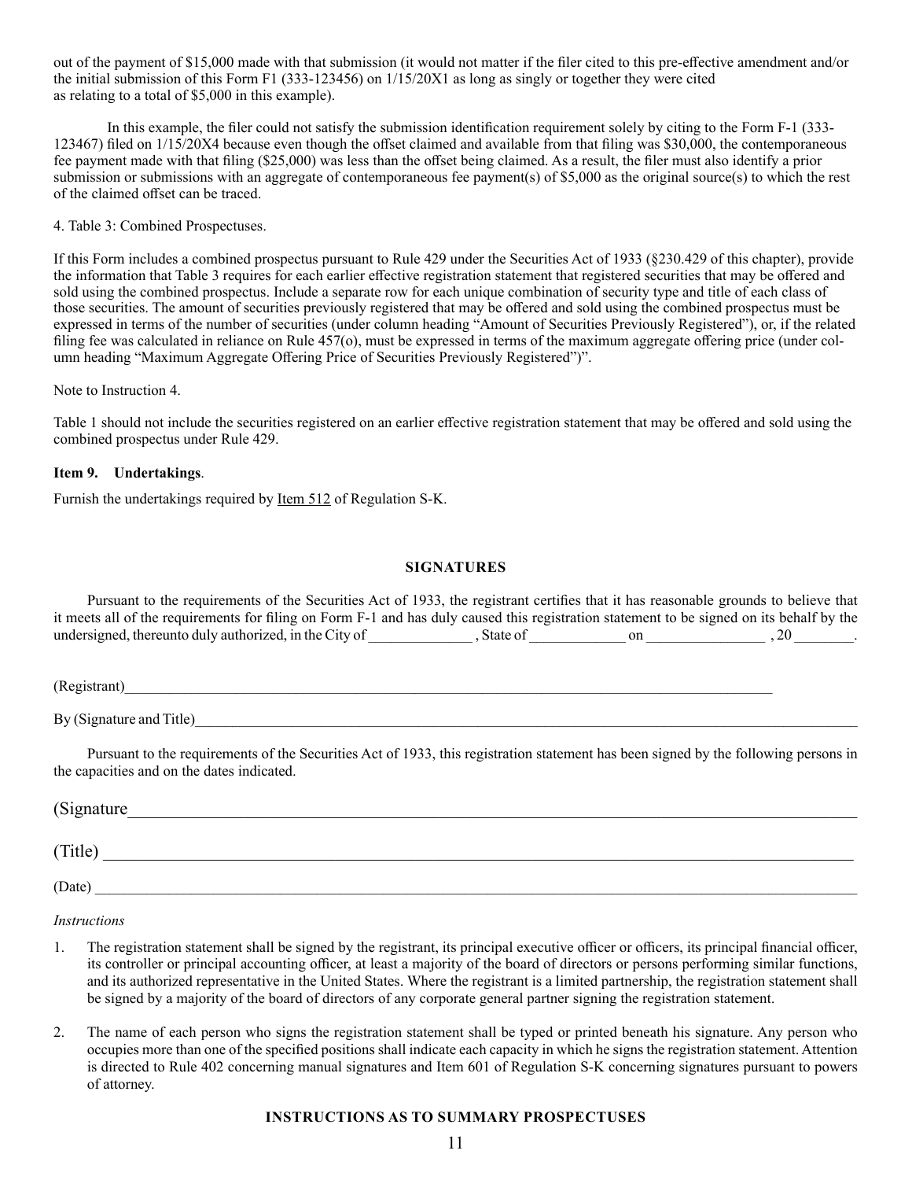out of the payment of $15,000 made with that submission (it would not matter if the filer cited to this pre-effective amendment and/or the initial submission of this Form F1 (333-123456) on 1/15/20X1 as long as singly or together they were cited as relating to a total of $5,000 in this example).

In this example, the filer could not satisfy the submission identification requirement solely by citing to the Form F-1 (333-123467) filed on 1/15/20X4 because even though the offset claimed and available from that filing was $30,000, the contemporaneous fee payment made with that filing ($25,000) was less than the offset being claimed. As a result, the filer must also identify a prior submission or submissions with an aggregate of contemporaneous fee payment(s) of $5,000 as the original source(s) to which the rest of the claimed offset can be traced.

4. Table 3: Combined Prospectuses.

If this Form includes a combined prospectus pursuant to Rule 429 under the Securities Act of 1933 (§230.429 of this chapter), provide the information that Table 3 requires for each earlier effective registration statement that registered securities that may be offered and sold using the combined prospectus. Include a separate row for each unique combination of security type and title of each class of those securities. The amount of securities previously registered that may be offered and sold using the combined prospectus must be expressed in terms of the number of securities (under column heading "Amount of Securities Previously Registered"), or, if the related filing fee was calculated in reliance on Rule 457(o), must be expressed in terms of the maximum aggregate offering price (under column heading "Maximum Aggregate Offering Price of Securities Previously Registered")".

Note to Instruction 4.

Table 1 should not include the securities registered on an earlier effective registration statement that may be offered and sold using the combined prospectus under Rule 429.

**Item 9. Undertakings**.

Furnish the undertakings required by Item 512 of Regulation S-K.

## SIGNATURES

Pursuant to the requirements of the Securities Act of 1933, the registrant certifies that it has reasonable grounds to believe that it meets all of the requirements for filing on Form F-1 and has duly caused this registration statement to be signed on its behalf by the undersigned, thereunto duly authorized, in the City of ______________ , State of _____________ on ________________ , 20 ________.

(Registrant)________________________________________________________________________________________

By (Signature and Title)___________________________________________________________________________________

Pursuant to the requirements of the Securities Act of 1933, this registration statement has been signed by the following persons in the capacities and on the dates indicated.

(Signature____________________________________________________________________________________

(Title) ______________________________________________________________________________________

(Date) ______________________________________________________________________________________

*Instructions*

1. The registration statement shall be signed by the registrant, its principal executive officer or officers, its principal financial officer, its controller or principal accounting officer, at least a majority of the board of directors or persons performing similar functions, and its authorized representative in the United States. Where the registrant is a limited partnership, the registration statement shall be signed by a majority of the board of directors of any corporate general partner signing the registration statement.

2. The name of each person who signs the registration statement shall be typed or printed beneath his signature. Any person who occupies more than one of the specified positions shall indicate each capacity in which he signs the registration statement. Attention is directed to Rule 402 concerning manual signatures and Item 601 of Regulation S-K concerning signatures pursuant to powers of attorney.

## INSTRUCTIONS AS TO SUMMARY PROSPECTUSES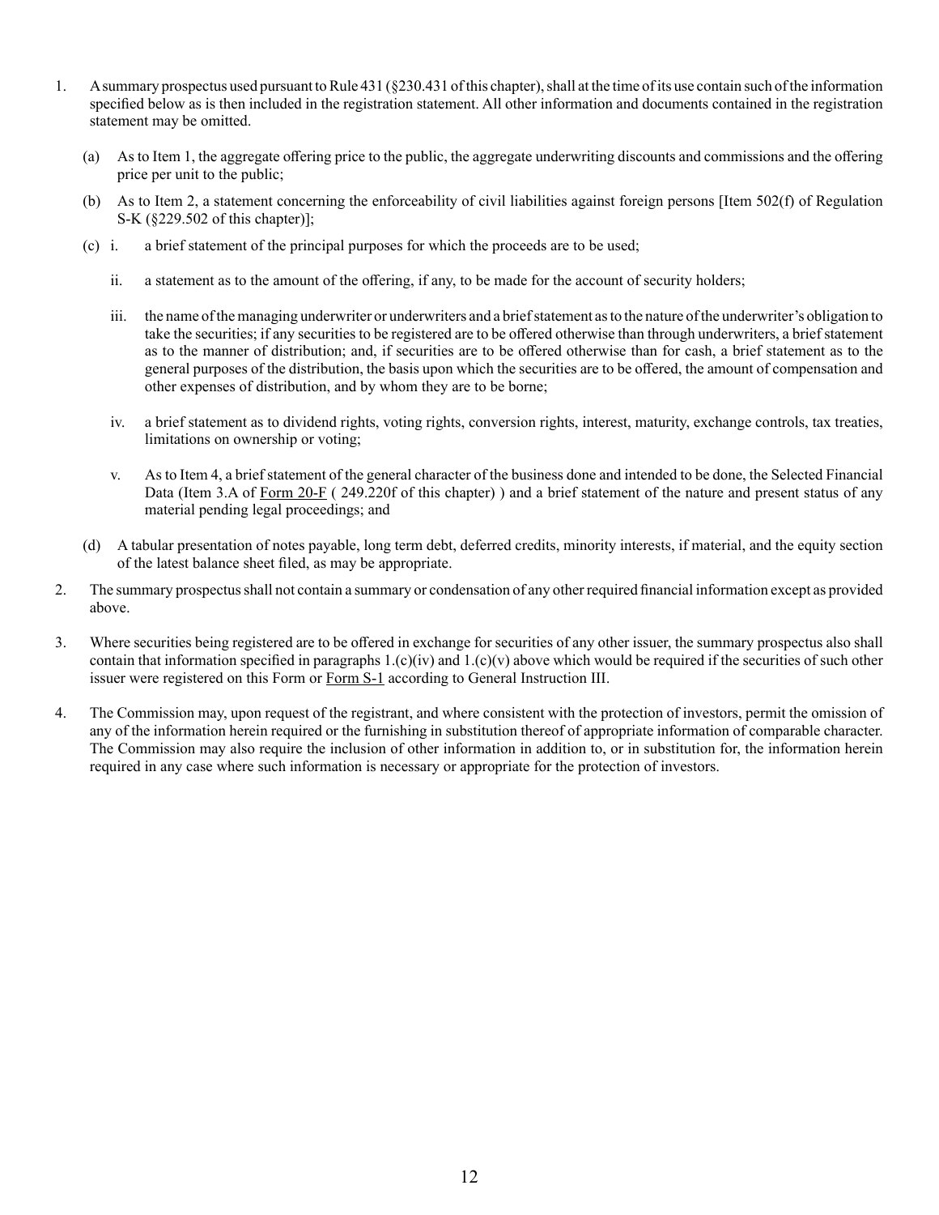1. A summary prospectus used pursuant to Rule 431 (§230.431 of this chapter), shall at the time of its use contain such of the information specified below as is then included in the registration statement. All other information and documents contained in the registration statement may be omitted.

   (a) As to Item 1, the aggregate offering price to the public, the aggregate underwriting discounts and commissions and the offering price per unit to the public;

   (b) As to Item 2, a statement concerning the enforceability of civil liabilities against foreign persons [Item 502(f) of Regulation S-K (§229.502 of this chapter)];

   (c) i. a brief statement of the principal purposes for which the proceeds are to be used;

      ii. a statement as to the amount of the offering, if any, to be made for the account of security holders;

      iii. the name of the managing underwriter or underwriters and a brief statement as to the nature of the underwriter's obligation to take the securities; if any securities to be registered are to be offered otherwise than through underwriters, a brief statement as to the manner of distribution; and, if securities are to be offered otherwise than for cash, a brief statement as to the general purposes of the distribution, the basis upon which the securities are to be offered, the amount of compensation and other expenses of distribution, and by whom they are to be borne;

      iv. a brief statement as to dividend rights, voting rights, conversion rights, interest, maturity, exchange controls, tax treaties, limitations on ownership or voting;

      v. As to Item 4, a brief statement of the general character of the business done and intended to be done, the Selected Financial Data (Item 3.A of Form 20-F ( 249.220f of this chapter) ) and a brief statement of the nature and present status of any material pending legal proceedings; and

   (d) A tabular presentation of notes payable, long term debt, deferred credits, minority interests, if material, and the equity section of the latest balance sheet filed, as may be appropriate.

2. The summary prospectus shall not contain a summary or condensation of any other required financial information except as provided above.

3. Where securities being registered are to be offered in exchange for securities of any other issuer, the summary prospectus also shall contain that information specified in paragraphs 1.(c)(iv) and 1.(c)(v) above which would be required if the securities of such other issuer were registered on this Form or Form S-1 according to General Instruction III.

4. The Commission may, upon request of the registrant, and where consistent with the protection of investors, permit the omission of any of the information herein required or the furnishing in substitution thereof of appropriate information of comparable character. The Commission may also require the inclusion of other information in addition to, or in substitution for, the information herein required in any case where such information is necessary or appropriate for the protection of investors.